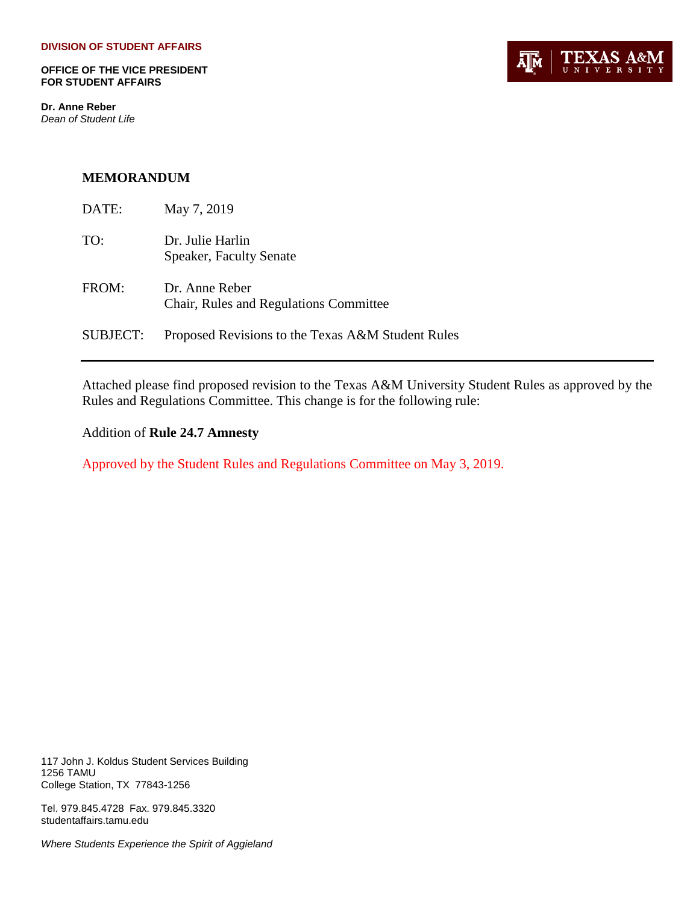**DIVISION OF STUDENT AFFAIRS**

**OFFICE OF THE VICE PRESIDENT FOR STUDENT AFFAIRS**

**Dr. Anne Reber**
*Dean of Student Life*

TEXAS A&M UNIVERSITY

## MEMORANDUM

| | |
|---|---|
| DATE: | May 7, 2019 |
| TO: | Dr. Julie Harlin<br>Speaker, Faculty Senate |
| FROM: | Dr. Anne Reber<br>Chair, Rules and Regulations Committee |
| SUBJECT: | Proposed Revisions to the Texas A&M Student Rules |

---

Attached please find proposed revision to the Texas A&M University Student Rules as approved by the Rules and Regulations Committee. This change is for the following rule:

Addition of **Rule 24.7 Amnesty**

Approved by the Student Rules and Regulations Committee on May 3, 2019.

117 John J. Koldus Student Services Building
1256 TAMU
College Station, TX 77843-1256

Tel. 979.845.4728 Fax. 979.845.3320
studentaffairs.tamu.edu

*Where Students Experience the Spirit of Aggieland*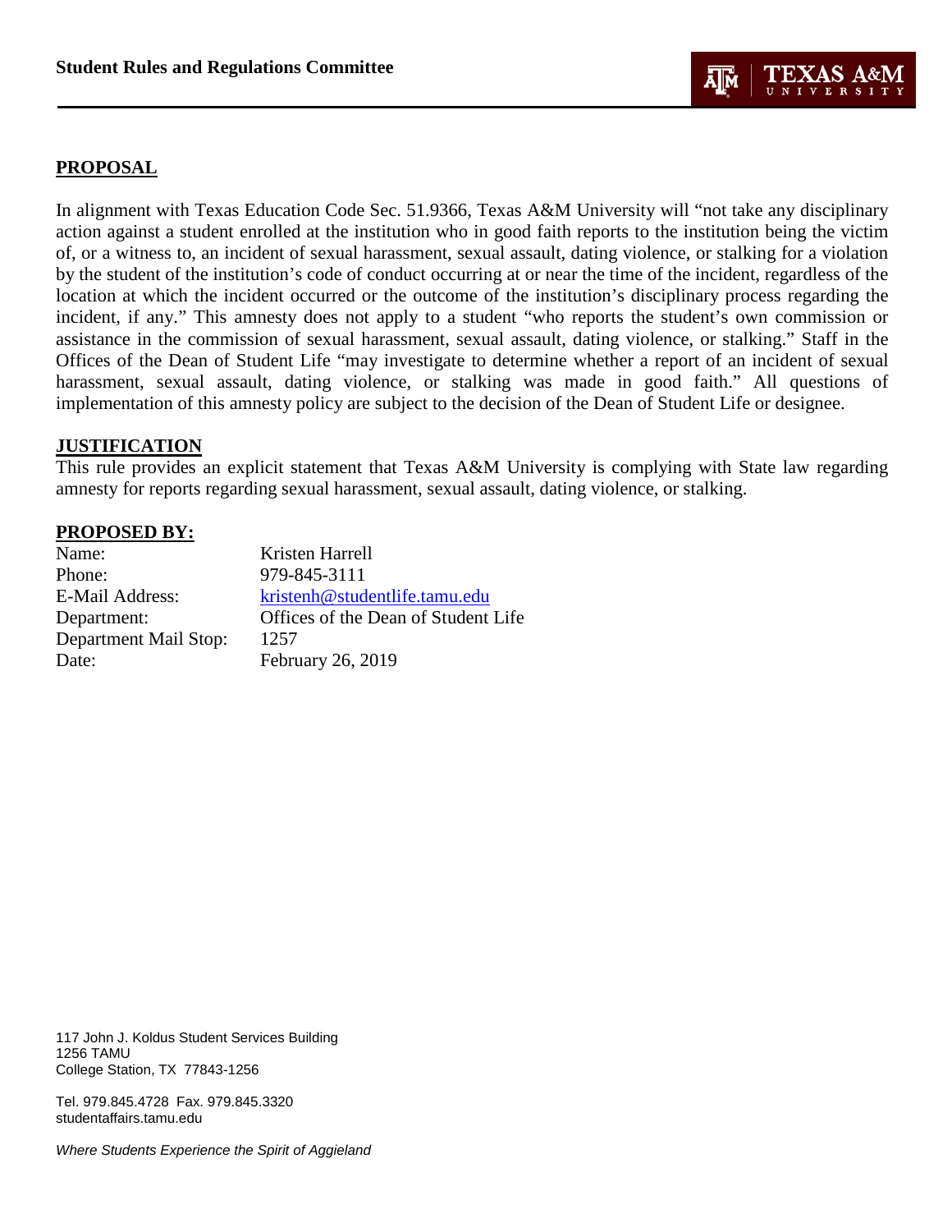**Student Rules and Regulations Committee**

## PROPOSAL

In alignment with Texas Education Code Sec. 51.9366, Texas A&M University will "not take any disciplinary action against a student enrolled at the institution who in good faith reports to the institution being the victim of, or a witness to, an incident of sexual harassment, sexual assault, dating violence, or stalking for a violation by the student of the institution's code of conduct occurring at or near the time of the incident, regardless of the location at which the incident occurred or the outcome of the institution's disciplinary process regarding the incident, if any." This amnesty does not apply to a student "who reports the student's own commission or assistance in the commission of sexual harassment, sexual assault, dating violence, or stalking." Staff in the Offices of the Dean of Student Life "may investigate to determine whether a report of an incident of sexual harassment, sexual assault, dating violence, or stalking was made in good faith." All questions of implementation of this amnesty policy are subject to the decision of the Dean of Student Life or designee.

## JUSTIFICATION

This rule provides an explicit statement that Texas A&M University is complying with State law regarding amnesty for reports regarding sexual harassment, sexual assault, dating violence, or stalking.

## PROPOSED BY:

| | |
|---|---|
| Name: | Kristen Harrell |
| Phone: | 979-845-3111 |
| E-Mail Address: | kristenh@studentlife.tamu.edu |
| Department: | Offices of the Dean of Student Life |
| Department Mail Stop: | 1257 |
| Date: | February 26, 2019 |

117 John J. Koldus Student Services Building
1256 TAMU
College Station, TX 77843-1256

Tel. 979.845.4728 Fax. 979.845.3320
studentaffairs.tamu.edu

*Where Students Experience the Spirit of Aggieland*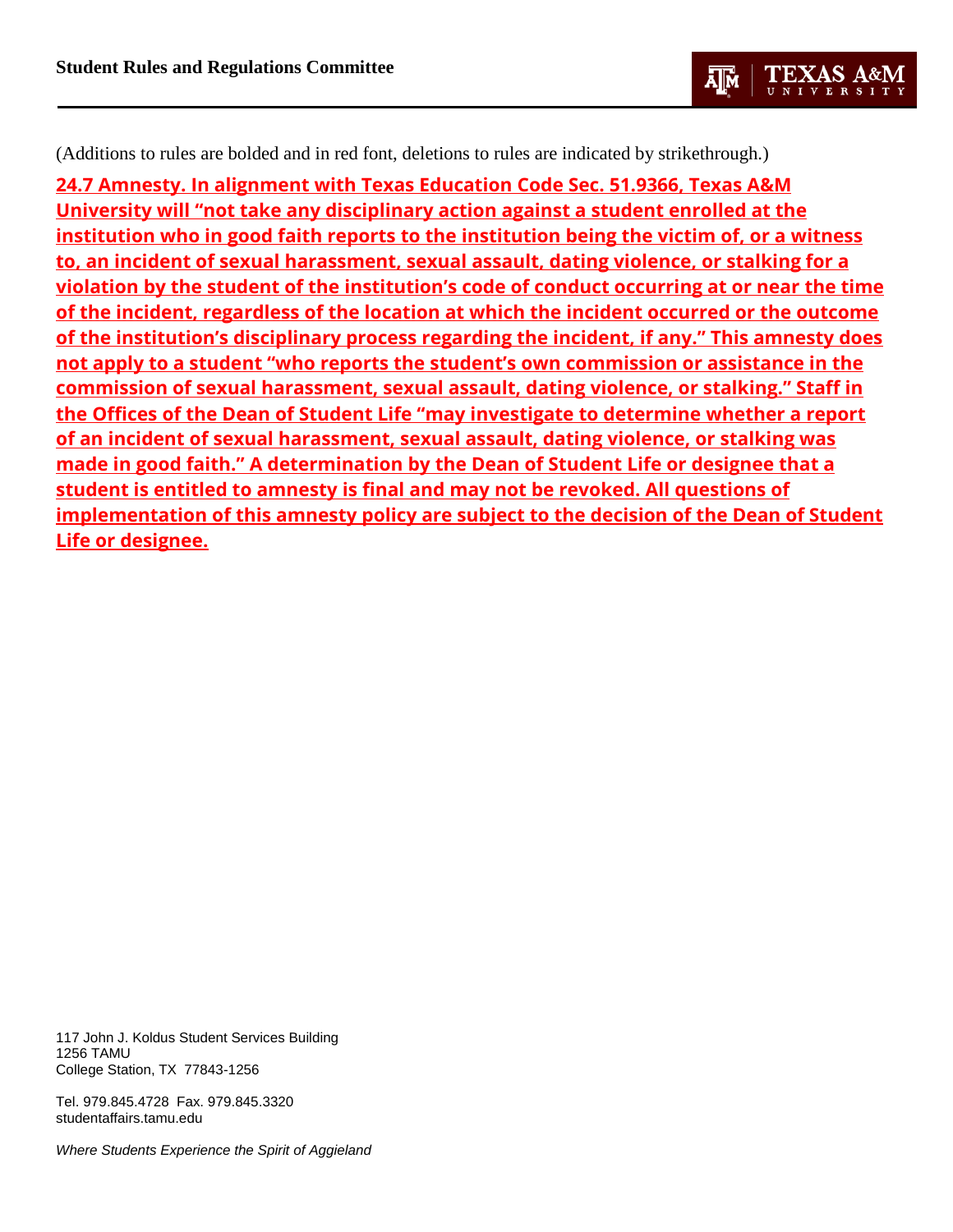(Additions to rules are bolded and in red font, deletions to rules are indicated by strikethrough.)

**24.7 Amnesty. In alignment with Texas Education Code Sec. 51.9366, Texas A&M University will "not take any disciplinary action against a student enrolled at the institution who in good faith reports to the institution being the victim of, or a witness to, an incident of sexual harassment, sexual assault, dating violence, or stalking for a violation by the student of the institution's code of conduct occurring at or near the time of the incident, regardless of the location at which the incident occurred or the outcome of the institution's disciplinary process regarding the incident, if any." This amnesty does not apply to a student "who reports the student's own commission or assistance in the commission of sexual harassment, sexual assault, dating violence, or stalking." Staff in the Offices of the Dean of Student Life "may investigate to determine whether a report of an incident of sexual harassment, sexual assault, dating violence, or stalking was made in good faith." A determination by the Dean of Student Life or designee that a student is entitled to amnesty is final and may not be revoked. All questions of implementation of this amnesty policy are subject to the decision of the Dean of Student Life or designee.**